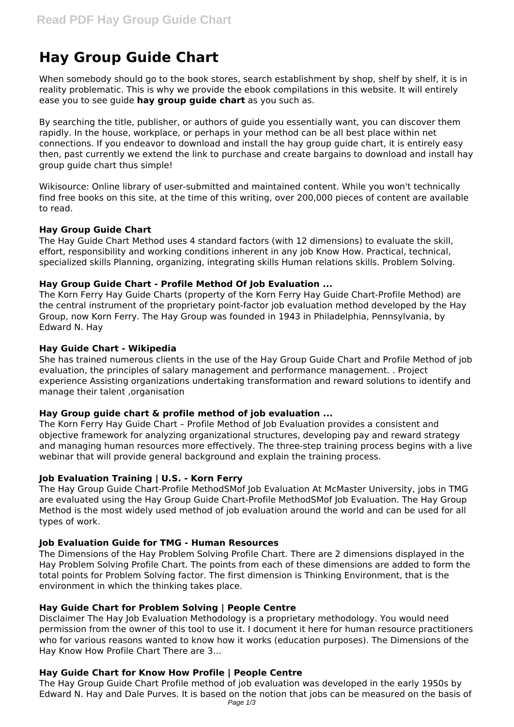# Hay Group Guide Chart

When somebody should go to the book stores, search establishment by shop, shelf by shelf, it is in reality problematic. This is why we provide the ebook compilations in this website. It will entirely ease you to see guide **hay group guide chart** as you such as.

By searching the title, publisher, or authors of guide you essentially want, you can discover them rapidly. In the house, workplace, or perhaps in your method can be all best place within net connections. If you endeavor to download and install the hay group guide chart, it is entirely easy then, past currently we extend the link to purchase and create bargains to download and install hay group guide chart thus simple!

Wikisource: Online library of user-submitted and maintained content. While you won't technically find free books on this site, at the time of this writing, over 200,000 pieces of content are available to read.

### Hay Group Guide Chart

The Hay Guide Chart Method uses 4 standard factors (with 12 dimensions) to evaluate the skill, effort, responsibility and working conditions inherent in any job Know How. Practical, technical, specialized skills Planning, organizing, integrating skills Human relations skills. Problem Solving.

### Hay Group Guide Chart - Profile Method Of Job Evaluation ...

The Korn Ferry Hay Guide Charts (property of the Korn Ferry Hay Guide Chart-Profile Method) are the central instrument of the proprietary point-factor job evaluation method developed by the Hay Group, now Korn Ferry. The Hay Group was founded in 1943 in Philadelphia, Pennsylvania, by Edward N. Hay

### Hay Guide Chart - Wikipedia

She has trained numerous clients in the use of the Hay Group Guide Chart and Profile Method of job evaluation, the principles of salary management and performance management. . Project experience Assisting organizations undertaking transformation and reward solutions to identify and manage their talent ,organisation

### Hay Group guide chart & profile method of job evaluation ...

The Korn Ferry Hay Guide Chart – Profile Method of Job Evaluation provides a consistent and objective framework for analyzing organizational structures, developing pay and reward strategy and managing human resources more effectively. The three-step training process begins with a live webinar that will provide general background and explain the training process.

### Job Evaluation Training | U.S. - Korn Ferry

The Hay Group Guide Chart-Profile MethodSMof Job Evaluation At McMaster University, jobs in TMG are evaluated using the Hay Group Guide Chart-Profile MethodSMof Job Evaluation. The Hay Group Method is the most widely used method of job evaluation around the world and can be used for all types of work.

### Job Evaluation Guide for TMG - Human Resources

The Dimensions of the Hay Problem Solving Profile Chart. There are 2 dimensions displayed in the Hay Problem Solving Profile Chart. The points from each of these dimensions are added to form the total points for Problem Solving factor. The first dimension is Thinking Environment, that is the environment in which the thinking takes place.

### Hay Guide Chart for Problem Solving | People Centre

Disclaimer The Hay Job Evaluation Methodology is a proprietary methodology. You would need permission from the owner of this tool to use it. I document it here for human resource practitioners who for various reasons wanted to know how it works (education purposes). The Dimensions of the Hay Know How Profile Chart There are 3...

### Hay Guide Chart for Know How Profile | People Centre

The Hay Group Guide Chart Profile method of job evaluation was developed in the early 1950s by Edward N. Hay and Dale Purves. It is based on the notion that jobs can be measured on the basis of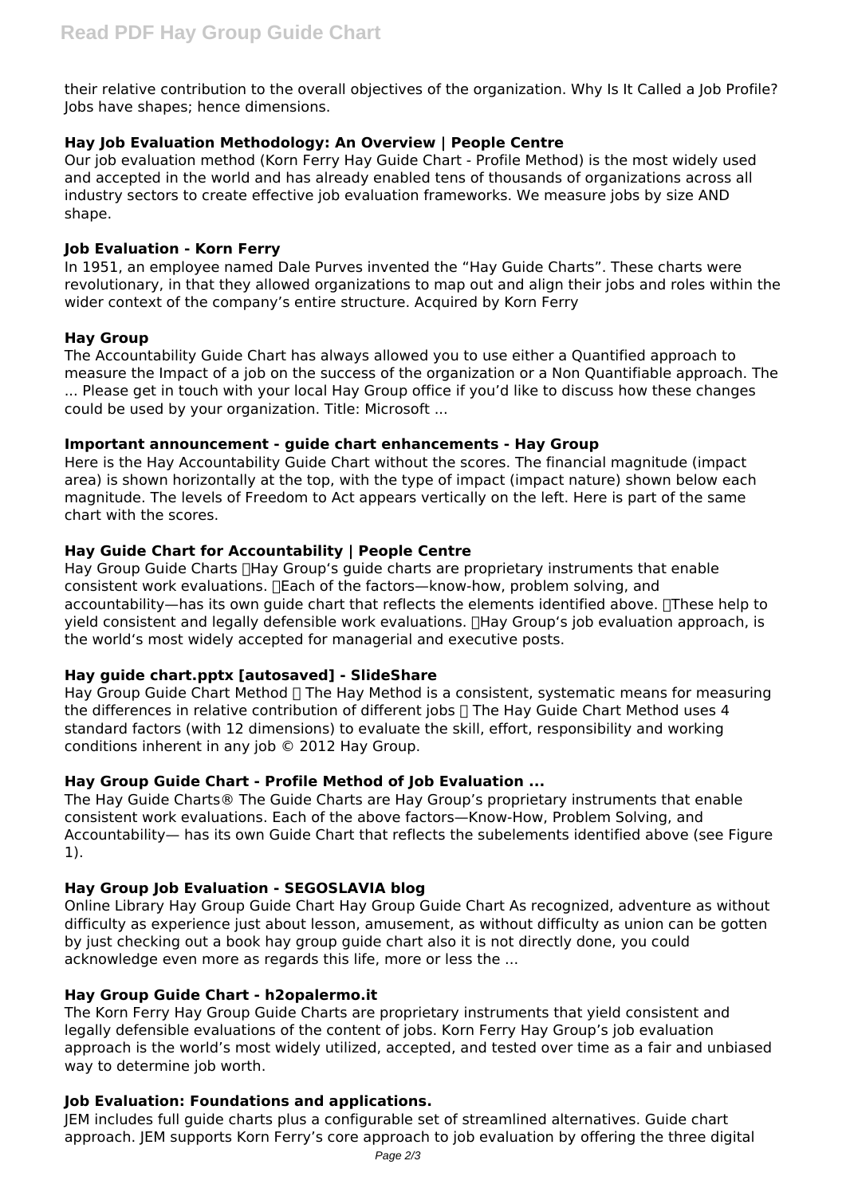their relative contribution to the overall objectives of the organization. Why Is It Called a Job Profile? Jobs have shapes; hence dimensions.

### Hay Job Evaluation Methodology: An Overview | People Centre

Our job evaluation method (Korn Ferry Hay Guide Chart - Profile Method) is the most widely used and accepted in the world and has already enabled tens of thousands of organizations across all industry sectors to create effective job evaluation frameworks. We measure jobs by size AND shape.

### Job Evaluation - Korn Ferry

In 1951, an employee named Dale Purves invented the "Hay Guide Charts". These charts were revolutionary, in that they allowed organizations to map out and align their jobs and roles within the wider context of the company's entire structure. Acquired by Korn Ferry

### Hay Group

The Accountability Guide Chart has always allowed you to use either a Quantified approach to measure the Impact of a job on the success of the organization or a Non Quantifiable approach. The ... Please get in touch with your local Hay Group office if you'd like to discuss how these changes could be used by your organization. Title: Microsoft ...

### Important announcement - guide chart enhancements - Hay Group

Here is the Hay Accountability Guide Chart without the scores. The financial magnitude (impact area) is shown horizontally at the top, with the type of impact (impact nature) shown below each magnitude. The levels of Freedom to Act appears vertically on the left. Here is part of the same chart with the scores.

### Hay Guide Chart for Accountability | People Centre

Hay Group Guide Charts Hay Group's guide charts are proprietary instruments that enable consistent work evaluations. Each of the factors—know-how, problem solving, and accountability—has its own guide chart that reflects the elements identified above. These help to yield consistent and legally defensible work evaluations. Hay Group's job evaluation approach, is the world's most widely accepted for managerial and executive posts.

### Hay guide chart.pptx [autosaved] - SlideShare

Hay Group Guide Chart Method The Hay Method is a consistent, systematic means for measuring the differences in relative contribution of different jobs The Hay Guide Chart Method uses 4 standard factors (with 12 dimensions) to evaluate the skill, effort, responsibility and working conditions inherent in any job © 2012 Hay Group.

### Hay Group Guide Chart - Profile Method of Job Evaluation ...

The Hay Guide Charts® The Guide Charts are Hay Group's proprietary instruments that enable consistent work evaluations. Each of the above factors—Know-How, Problem Solving, and Accountability— has its own Guide Chart that reflects the subelements identified above (see Figure 1).

### Hay Group Job Evaluation - SEGOSLAVIA blog

Online Library Hay Group Guide Chart Hay Group Guide Chart As recognized, adventure as without difficulty as experience just about lesson, amusement, as without difficulty as union can be gotten by just checking out a book hay group guide chart also it is not directly done, you could acknowledge even more as regards this life, more or less the ...

### Hay Group Guide Chart - h2opalermo.it

The Korn Ferry Hay Group Guide Charts are proprietary instruments that yield consistent and legally defensible evaluations of the content of jobs. Korn Ferry Hay Group's job evaluation approach is the world's most widely utilized, accepted, and tested over time as a fair and unbiased way to determine job worth.

### Job Evaluation: Foundations and applications.

JEM includes full guide charts plus a configurable set of streamlined alternatives. Guide chart approach. JEM supports Korn Ferry's core approach to job evaluation by offering the three digital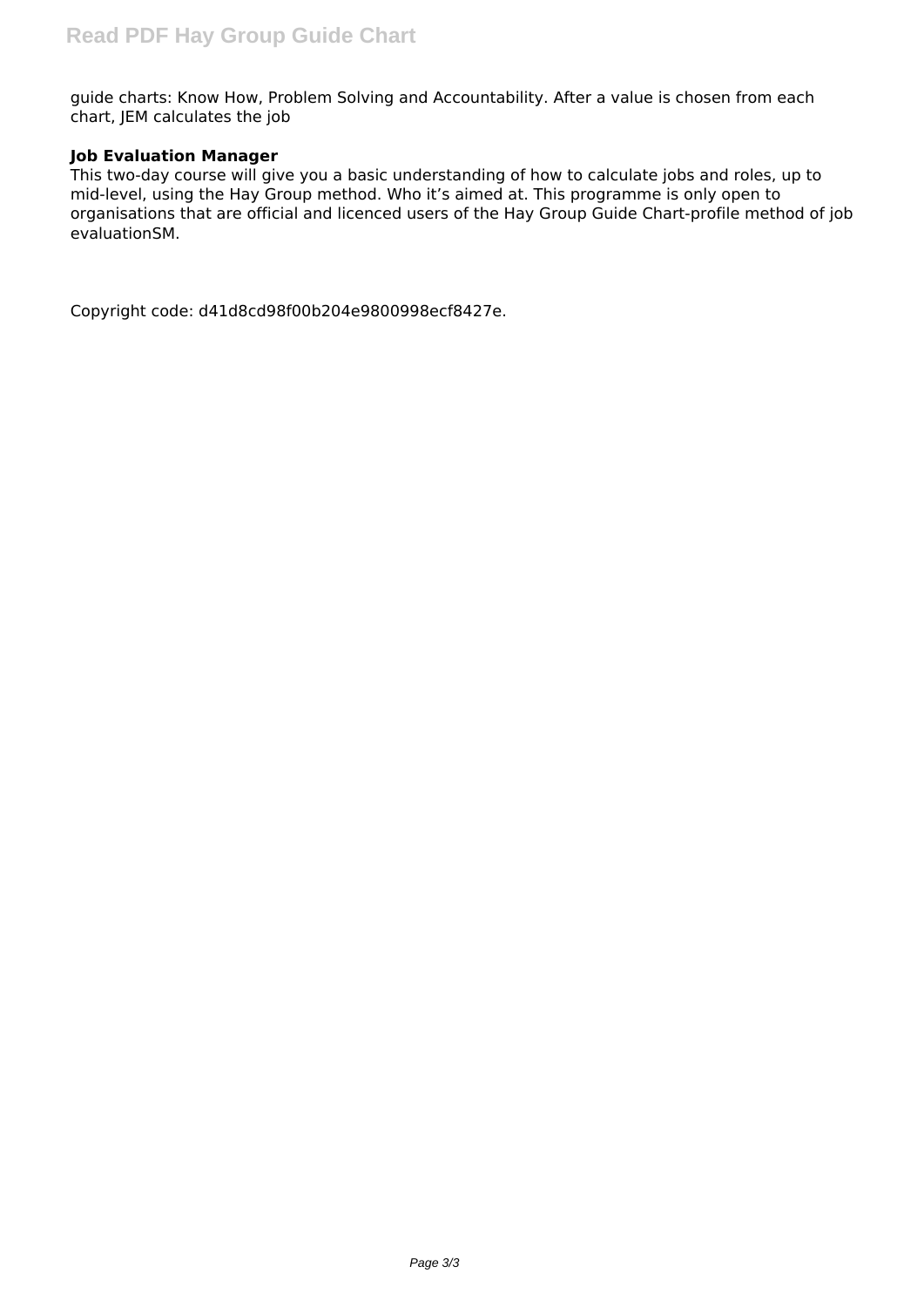guide charts: Know How, Problem Solving and Accountability. After a value is chosen from each chart, JEM calculates the job

**Job Evaluation Manager**

This two-day course will give you a basic understanding of how to calculate jobs and roles, up to mid-level, using the Hay Group method. Who it's aimed at. This programme is only open to organisations that are official and licenced users of the Hay Group Guide Chart-profile method of job evaluationSM.

Copyright code: d41d8cd98f00b204e9800998ecf8427e.